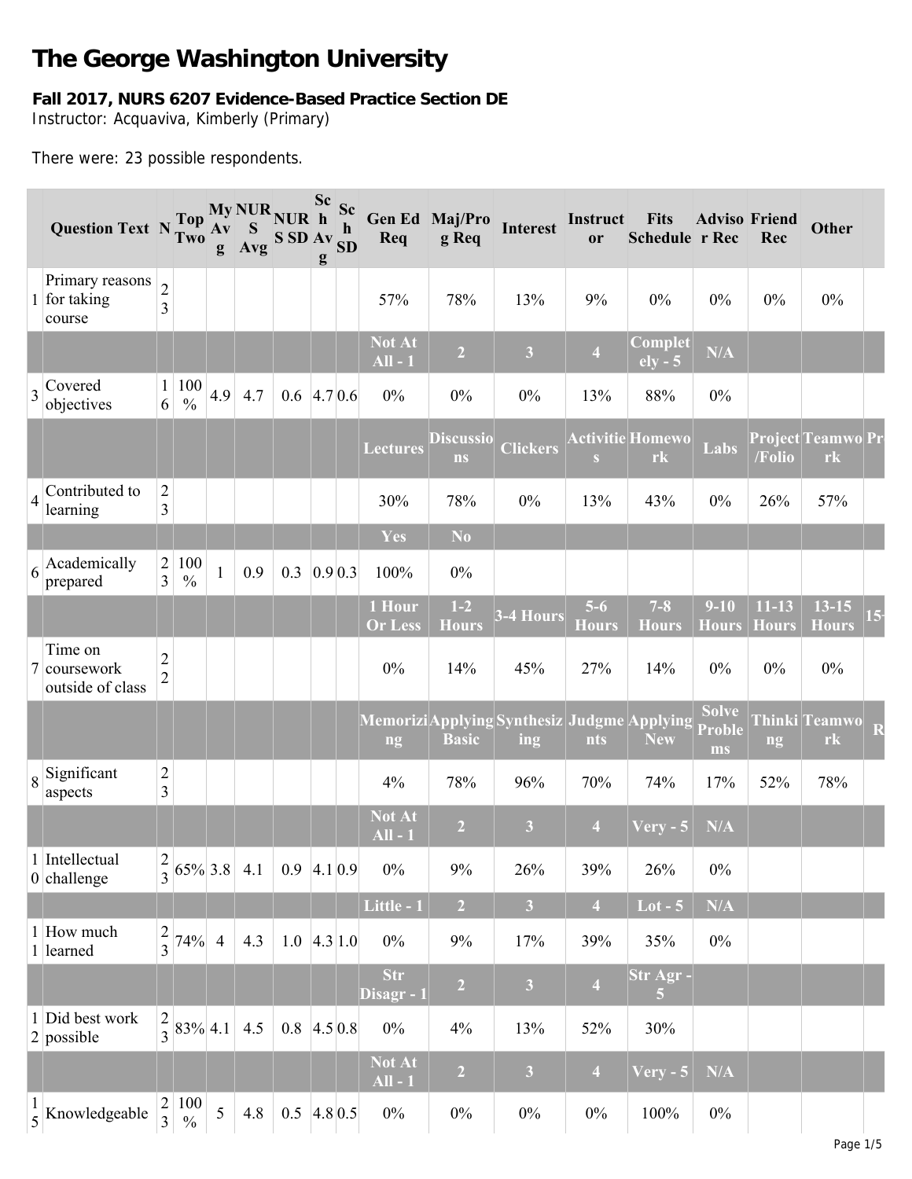# The George Washington University

**Fall 2017, NURS 6207 Evidence-Based Practice Section DE**

Instructor: Acquaviva, Kimberly (Primary)

There were: 23 possible respondents.

| | Question Text | N | Top Two | My Avg | NURS Avg | NURS SD | Sch Avg | Sch SD | Gen Ed Req | Maj/Prog Req | Interest | Instructor | Fits Schedule | Advisor Rec | Friend Rec | Other | |
|---|---|---|---|---|---|---|---|---|---|---|---|---|---|---|---|---|---|
| 1 | Primary reasons for taking course | 23 | | | | | | | 57% | 78% | 13% | 9% | 0% | 0% | 0% | 0% | |
| | | | | | | | | | Not At All - 1 | 2 | 3 | 4 | Completely - 5 | N/A | | | |
| 3 | Covered objectives | 16 | 100% | 4.9 | 4.7 | 0.6 | 4.7 | 0.6 | 0% | 0% | 0% | 13% | 88% | 0% | | | |
| | | | | | | | | | Lectures | Discussions | Clickers | Activities | Homework | Labs | Project/Folio | Teamwork | Pr |
| 4 | Contributed to learning | 23 | | | | | | | 30% | 78% | 0% | 13% | 43% | 0% | 26% | 57% | |
| | | | | | | | | | Yes | No | | | | | | | |
| 6 | Academically prepared | 23 | 100% | 1 | 0.9 | 0.3 | 0.9 | 0.3 | 100% | 0% | | | | | | | |
| | | | | | | | | | 1 Hour Or Less | 1-2 Hours | 3-4 Hours | 5-6 Hours | 7-8 Hours | 9-10 Hours | 11-13 Hours | 13-15 Hours | 15- |
| 7 | Time on coursework outside of class | 22 | | | | | | | 0% | 14% | 45% | 27% | 14% | 0% | 0% | 0% | |
| | | | | | | | | | Memorizing | Applying Basic | Synthesizing | Judgments | Applying New | Solve Problems | Thinking | Teamwork | R |
| 8 | Significant aspects | 23 | | | | | | | 4% | 78% | 96% | 70% | 74% | 17% | 52% | 78% | |
| | | | | | | | | | Not At All - 1 | 2 | 3 | 4 | Very - 5 | N/A | | | |
| 10 | Intellectual challenge | 23 | 65% | 3.8 | 4.1 | 0.9 | 4.1 | 0.9 | 0% | 9% | 26% | 39% | 26% | 0% | | | |
| | | | | | | | | | Little - 1 | 2 | 3 | 4 | Lot - 5 | N/A | | | |
| 11 | How much learned | 23 | 74% | 4 | 4.3 | 1.0 | 4.3 | 1.0 | 0% | 9% | 17% | 39% | 35% | 0% | | | |
| | | | | | | | | | Str Disagr - 1 | 2 | 3 | 4 | Str Agr - 5 | | | | |
| 12 | Did best work possible | 23 | 83% | 4.1 | 4.5 | 0.8 | 4.5 | 0.8 | 0% | 4% | 13% | 52% | 30% | | | | |
| | | | | | | | | | Not At All - 1 | 2 | 3 | 4 | Very - 5 | N/A | | | |
| 15 | Knowledgeable | 23 | 100% | 5 | 4.8 | 0.5 | 4.8 | 0.5 | 0% | 0% | 0% | 0% | 100% | 0% | | | |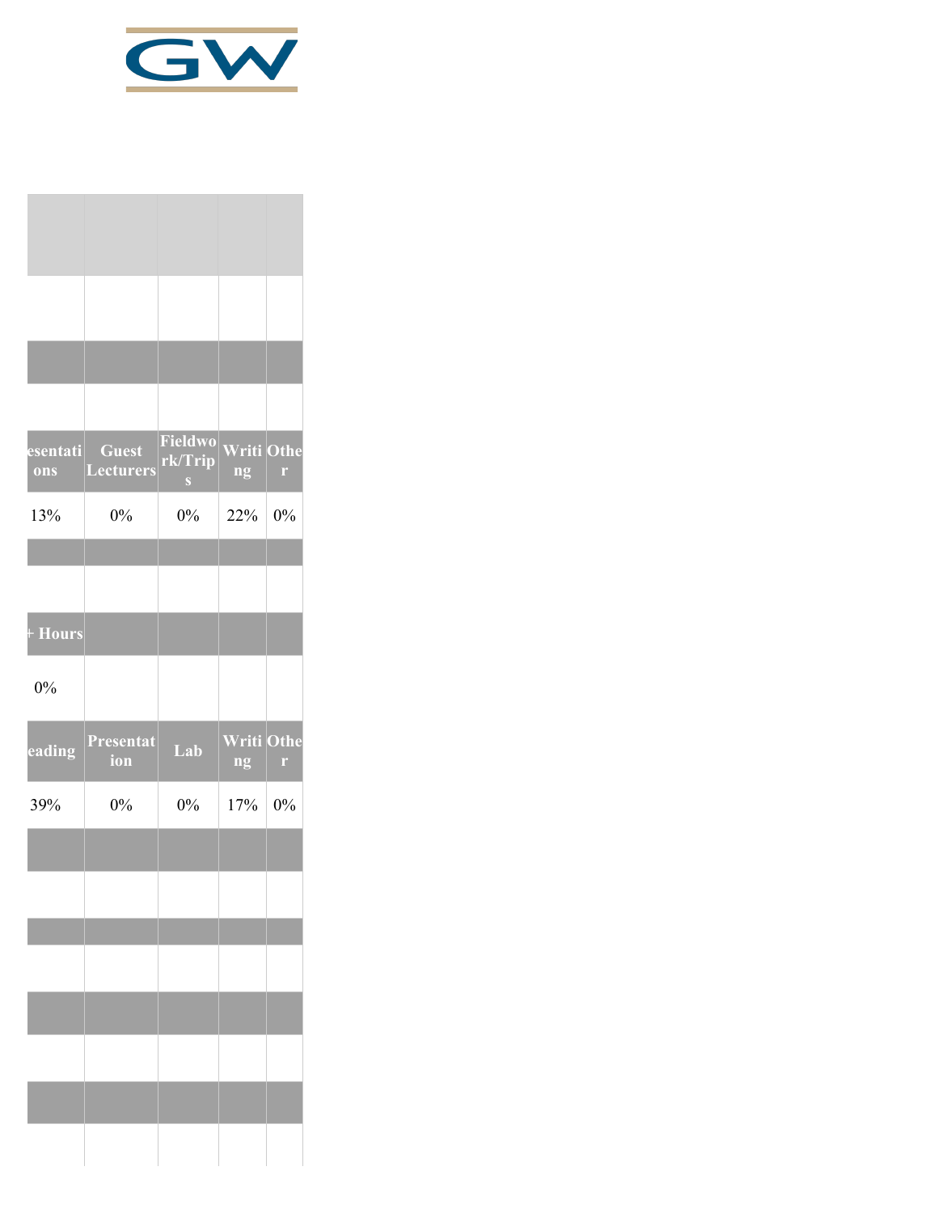GW

| esentati ons | Guest Lecturers | Fieldwo rk/Trip s | Writi ng | Othe r |
| --- | --- | --- | --- | --- |
| 13% | 0% | 0% | 22% | 0% |

| + Hours | | | | |
| --- | --- | --- | --- | --- |
| 0% | | | | |

| eading | Presentat ion | Lab | Writi ng | Othe r |
| --- | --- | --- | --- | --- |
| 39% | 0% | 0% | 17% | 0% |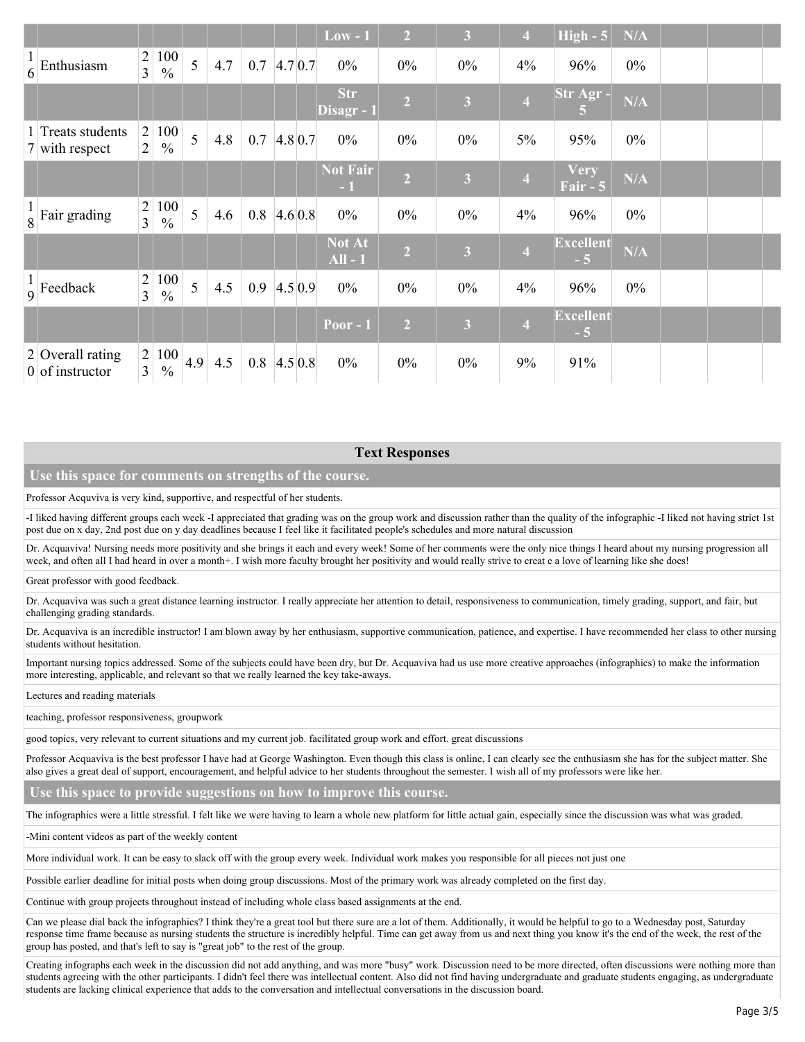| | | | | | | | | | | | | | | | | | |
|---|---|---|---|---|---|---|---|---|---|---|---|---|---|---|---|---|---|
| | | | | | | | | | Low - 1 | 2 | 3 | 4 | High - 5 | N/A | | | |
| 16 | Enthusiasm | 23 | 100 % | 5 | 4.7 | 0.7 | 4.7 | 0.7 | 0% | 0% | 0% | 4% | 96% | 0% | | | |
| | | | | | | | | | Str Disagr - 1 | 2 | 3 | 4 | Str Agr - 5 | N/A | | | |
| 17 | Treats students with respect | 22 | 100 % | 5 | 4.8 | 0.7 | 4.8 | 0.7 | 0% | 0% | 0% | 5% | 95% | 0% | | | |
| | | | | | | | | | Not Fair - 1 | 2 | 3 | 4 | Very Fair - 5 | N/A | | | |
| 18 | Fair grading | 23 | 100 % | 5 | 4.6 | 0.8 | 4.6 | 0.8 | 0% | 0% | 0% | 4% | 96% | 0% | | | |
| | | | | | | | | | Not At All - 1 | 2 | 3 | 4 | Excellent - 5 | N/A | | | |
| 19 | Feedback | 23 | 100 % | 5 | 4.5 | 0.9 | 4.5 | 0.9 | 0% | 0% | 0% | 4% | 96% | 0% | | | |
| | | | | | | | | | Poor - 1 | 2 | 3 | 4 | Excellent - 5 | | | | |
| 20 | Overall rating of instructor | 23 | 100 % | 4.9 | 4.5 | 0.8 | 4.5 | 0.8 | 0% | 0% | 0% | 9% | 91% | | | | |

## Text Responses

### Use this space for comments on strengths of the course.

Professor Acquviva is very kind, supportive, and respectful of her students.

-I liked having different groups each week -I appreciated that grading was on the group work and discussion rather than the quality of the infographic -I liked not having strict 1st post due on x day, 2nd post due on y day deadlines because I feel like it facilitated people's schedules and more natural discussion

Dr. Acquaviva! Nursing needs more positivity and she brings it each and every week! Some of her comments were the only nice things I heard about my nursing progression all week, and often all I had heard in over a month+. I wish more faculty brought her positivity and would really strive to creat e a love of learning like she does!

Great professor with good feedback.

Dr. Acquaviva was such a great distance learning instructor. I really appreciate her attention to detail, responsiveness to communication, timely grading, support, and fair, but challenging grading standards.

Dr. Acquaviva is an incredible instructor! I am blown away by her enthusiasm, supportive communication, patience, and expertise. I have recommended her class to other nursing students without hesitation.

Important nursing topics addressed. Some of the subjects could have been dry, but Dr. Acquaviva had us use more creative approaches (infographics) to make the information more interesting, applicable, and relevant so that we really learned the key take-aways.

Lectures and reading materials

teaching, professor responsiveness, groupwork

good topics, very relevant to current situations and my current job. facilitated group work and effort. great discussions

Professor Acquaviva is the best professor I have had at George Washington. Even though this class is online, I can clearly see the enthusiasm she has for the subject matter. She also gives a great deal of support, encouragement, and helpful advice to her students throughout the semester. I wish all of my professors were like her.

### Use this space to provide suggestions on how to improve this course.

The infographics were a little stressful. I felt like we were having to learn a whole new platform for little actual gain, especially since the discussion was what was graded.

-Mini content videos as part of the weekly content

More individual work. It can be easy to slack off with the group every week. Individual work makes you responsible for all pieces not just one

Possible earlier deadline for initial posts when doing group discussions. Most of the primary work was already completed on the first day.

Continue with group projects throughout instead of including whole class based assignments at the end.

Can we please dial back the infographics? I think they're a great tool but there sure are a lot of them. Additionally, it would be helpful to go to a Wednesday post, Saturday response time frame because as nursing students the structure is incredibly helpful. Time can get away from us and next thing you know it's the end of the week, the rest of the group has posted, and that's left to say is "great job" to the rest of the group.

Creating infographs each week in the discussion did not add anything, and was more "busy" work. Discussion need to be more directed, often discussions were nothing more than students agreeing with the other participants. I didn't feel there was intellectual content. Also did not find having undergraduate and graduate students engaging, as undergraduate students are lacking clinical experience that adds to the conversation and intellectual conversations in the discussion board.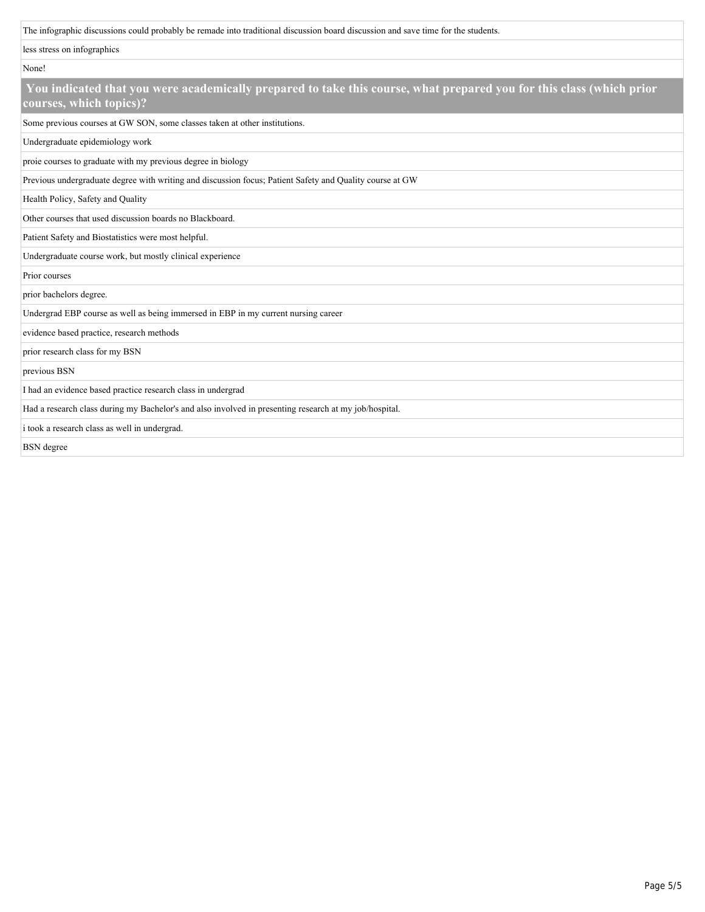| |
|---|
| The infographic discussions could probably be remade into traditional discussion board discussion and save time for the students. |
| less stress on infographics |
| None! |

| You indicated that you were academically prepared to take this course, what prepared you for this class (which prior courses, which topics)? |
|---|
| Some previous courses at GW SON, some classes taken at other institutions. |
| Undergraduate epidemiology work |
| proie courses to graduate with my previous degree in biology |
| Previous undergraduate degree with writing and discussion focus; Patient Safety and Quality course at GW |
| Health Policy, Safety and Quality |
| Other courses that used discussion boards no Blackboard. |
| Patient Safety and Biostatistics were most helpful. |
| Undergraduate course work, but mostly clinical experience |
| Prior courses |
| prior bachelors degree. |
| Undergrad EBP course as well as being immersed in EBP in my current nursing career |
| evidence based practice, research methods |
| prior research class for my BSN |
| previous BSN |
| I had an evidence based practice research class in undergrad |
| Had a research class during my Bachelor's and also involved in presenting research at my job/hospital. |
| i took a research class as well in undergrad. |
| BSN degree |